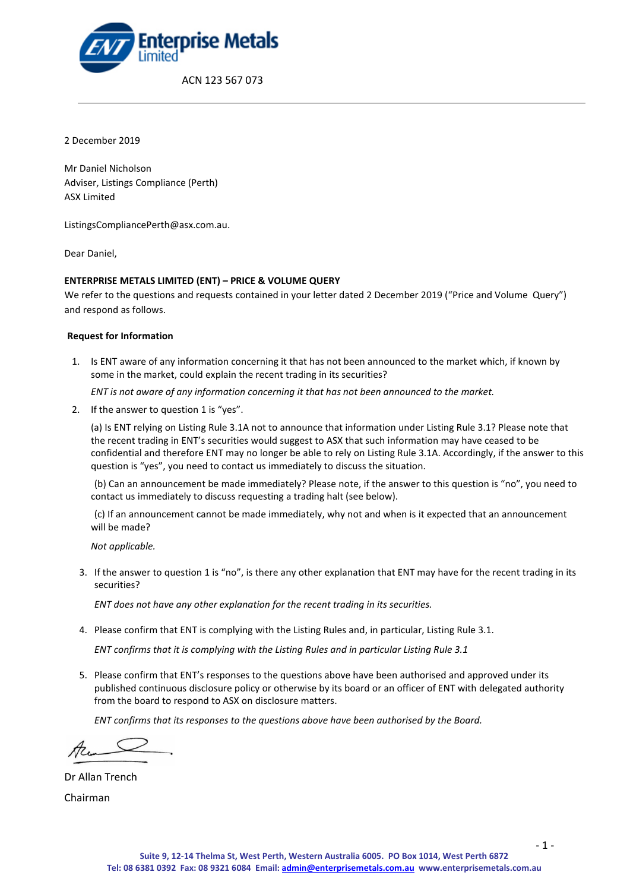Enterprise Metals Limited

ACN 123 567 073

2 December 2019

Mr Daniel Nicholson
Adviser, Listings Compliance (Perth)
ASX Limited

ListingsCompliancePerth@asx.com.au.

Dear Daniel,

**ENTERPRISE METALS LIMITED (ENT) – PRICE & VOLUME QUERY**

We refer to the questions and requests contained in your letter dated 2 December 2019 ("Price and Volume Query") and respond as follows.

**Request for Information**

1. Is ENT aware of any information concerning it that has not been announced to the market which, if known by some in the market, could explain the recent trading in its securities?

   *ENT is not aware of any information concerning it that has not been announced to the market.*

2. If the answer to question 1 is "yes".

   (a) Is ENT relying on Listing Rule 3.1A not to announce that information under Listing Rule 3.1? Please note that the recent trading in ENT's securities would suggest to ASX that such information may have ceased to be confidential and therefore ENT may no longer be able to rely on Listing Rule 3.1A. Accordingly, if the answer to this question is "yes", you need to contact us immediately to discuss the situation.

   (b) Can an announcement be made immediately? Please note, if the answer to this question is "no", you need to contact us immediately to discuss requesting a trading halt (see below).

   (c) If an announcement cannot be made immediately, why not and when is it expected that an announcement will be made?

   *Not applicable.*

3. If the answer to question 1 is "no", is there any other explanation that ENT may have for the recent trading in its securities?

   *ENT does not have any other explanation for the recent trading in its securities.*

4. Please confirm that ENT is complying with the Listing Rules and, in particular, Listing Rule 3.1.

   *ENT confirms that it is complying with the Listing Rules and in particular Listing Rule 3.1*

5. Please confirm that ENT's responses to the questions above have been authorised and approved under its published continuous disclosure policy or otherwise by its board or an officer of ENT with delegated authority from the board to respond to ASX on disclosure matters.

   *ENT confirms that its responses to the questions above have been authorised by the Board.*

Dr Allan Trench

Chairman

Suite 9, 12-14 Thelma St, West Perth, Western Australia 6005. PO Box 1014, West Perth 6872
Tel: 08 6381 0392 Fax: 08 9321 6084 Email: admin@enterprisemetals.com.au www.enterprisemetals.com.au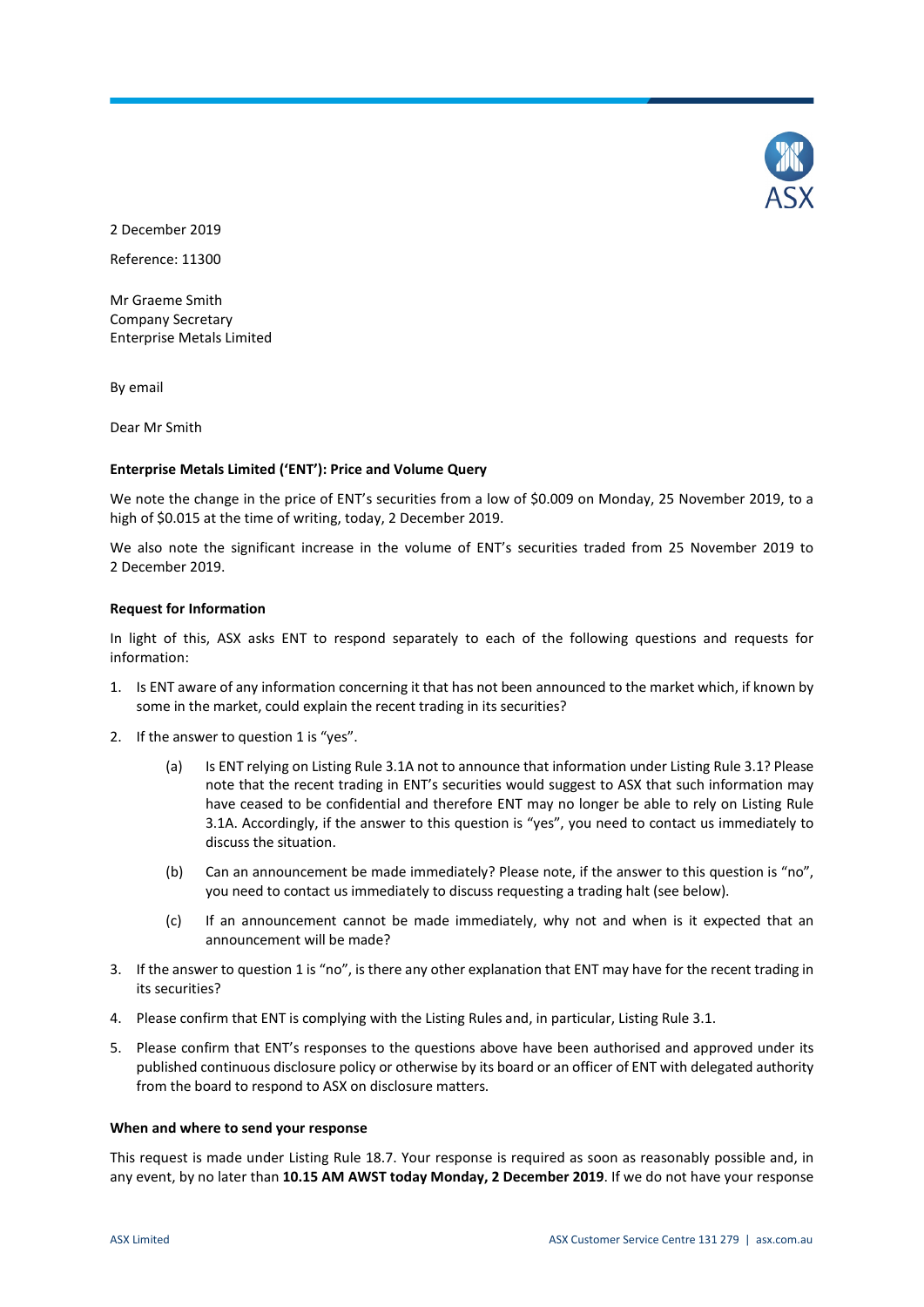2 December 2019

Reference: 11300

Mr Graeme Smith
Company Secretary
Enterprise Metals Limited

By email

Dear Mr Smith

**Enterprise Metals Limited ('ENT'): Price and Volume Query**

We note the change in the price of ENT's securities from a low of $0.009 on Monday, 25 November 2019, to a high of $0.015 at the time of writing, today, 2 December 2019.

We also note the significant increase in the volume of ENT's securities traded from 25 November 2019 to 2 December 2019.

**Request for Information**

In light of this, ASX asks ENT to respond separately to each of the following questions and requests for information:

1. Is ENT aware of any information concerning it that has not been announced to the market which, if known by some in the market, could explain the recent trading in its securities?
2. If the answer to question 1 is "yes".
   - (a) Is ENT relying on Listing Rule 3.1A not to announce that information under Listing Rule 3.1? Please note that the recent trading in ENT's securities would suggest to ASX that such information may have ceased to be confidential and therefore ENT may no longer be able to rely on Listing Rule 3.1A. Accordingly, if the answer to this question is "yes", you need to contact us immediately to discuss the situation.
   - (b) Can an announcement be made immediately? Please note, if the answer to this question is "no", you need to contact us immediately to discuss requesting a trading halt (see below).
   - (c) If an announcement cannot be made immediately, why not and when is it expected that an announcement will be made?
3. If the answer to question 1 is "no", is there any other explanation that ENT may have for the recent trading in its securities?
4. Please confirm that ENT is complying with the Listing Rules and, in particular, Listing Rule 3.1.
5. Please confirm that ENT's responses to the questions above have been authorised and approved under its published continuous disclosure policy or otherwise by its board or an officer of ENT with delegated authority from the board to respond to ASX on disclosure matters.

**When and where to send your response**

This request is made under Listing Rule 18.7. Your response is required as soon as reasonably possible and, in any event, by no later than **10.15 AM AWST today Monday, 2 December 2019**. If we do not have your response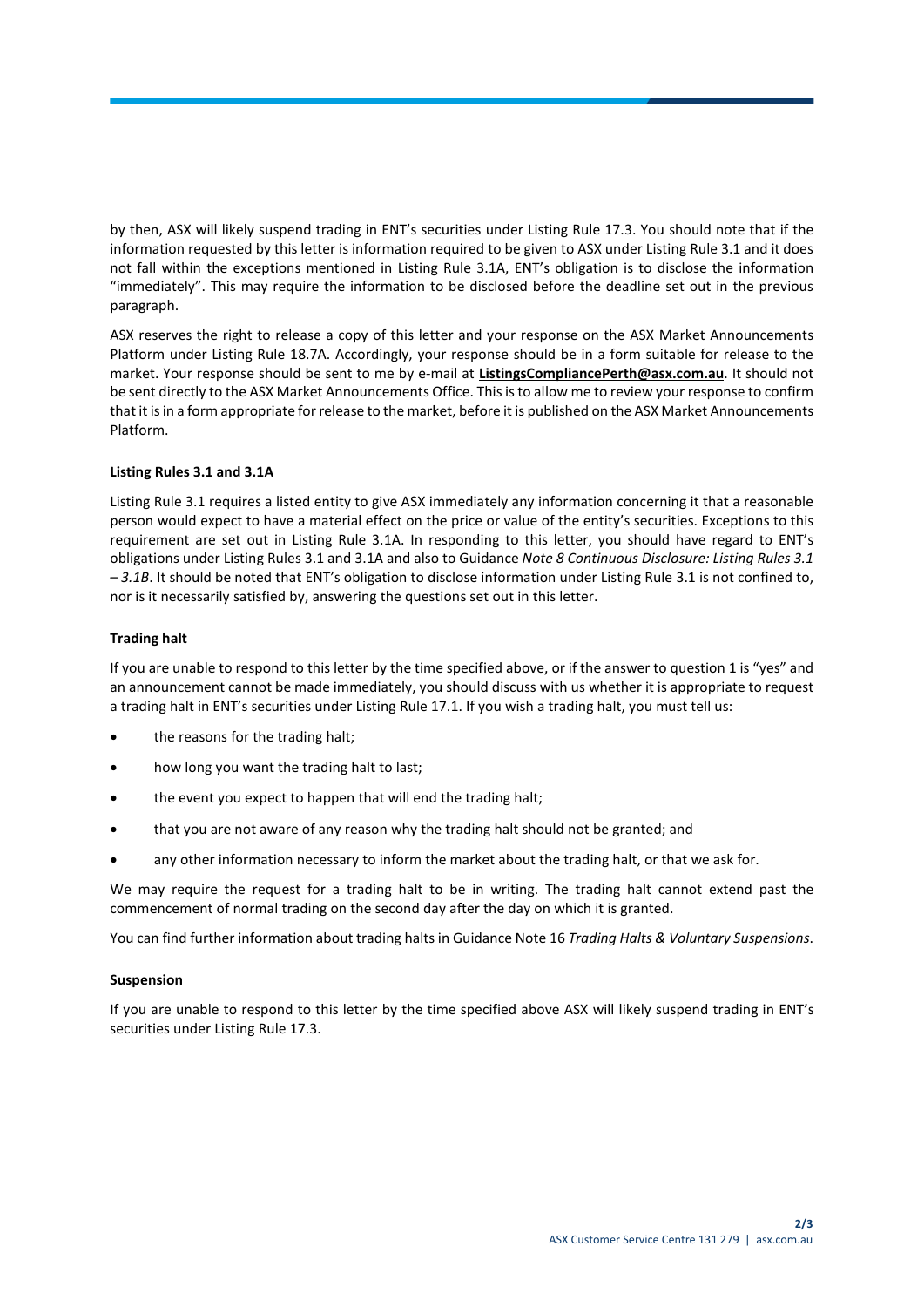by then, ASX will likely suspend trading in ENT's securities under Listing Rule 17.3. You should note that if the information requested by this letter is information required to be given to ASX under Listing Rule 3.1 and it does not fall within the exceptions mentioned in Listing Rule 3.1A, ENT's obligation is to disclose the information "immediately". This may require the information to be disclosed before the deadline set out in the previous paragraph.

ASX reserves the right to release a copy of this letter and your response on the ASX Market Announcements Platform under Listing Rule 18.7A. Accordingly, your response should be in a form suitable for release to the market. Your response should be sent to me by e-mail at **ListingsCompliancePerth@asx.com.au**. It should not be sent directly to the ASX Market Announcements Office. This is to allow me to review your response to confirm that it is in a form appropriate for release to the market, before it is published on the ASX Market Announcements Platform.

**Listing Rules 3.1 and 3.1A**

Listing Rule 3.1 requires a listed entity to give ASX immediately any information concerning it that a reasonable person would expect to have a material effect on the price or value of the entity's securities. Exceptions to this requirement are set out in Listing Rule 3.1A. In responding to this letter, you should have regard to ENT's obligations under Listing Rules 3.1 and 3.1A and also to Guidance *Note 8 Continuous Disclosure: Listing Rules 3.1 – 3.1B*. It should be noted that ENT's obligation to disclose information under Listing Rule 3.1 is not confined to, nor is it necessarily satisfied by, answering the questions set out in this letter.

**Trading halt**

If you are unable to respond to this letter by the time specified above, or if the answer to question 1 is "yes" and an announcement cannot be made immediately, you should discuss with us whether it is appropriate to request a trading halt in ENT's securities under Listing Rule 17.1. If you wish a trading halt, you must tell us:

- the reasons for the trading halt;
- how long you want the trading halt to last;
- the event you expect to happen that will end the trading halt;
- that you are not aware of any reason why the trading halt should not be granted; and
- any other information necessary to inform the market about the trading halt, or that we ask for.

We may require the request for a trading halt to be in writing. The trading halt cannot extend past the commencement of normal trading on the second day after the day on which it is granted.

You can find further information about trading halts in Guidance Note 16 *Trading Halts & Voluntary Suspensions*.

**Suspension**

If you are unable to respond to this letter by the time specified above ASX will likely suspend trading in ENT's securities under Listing Rule 17.3.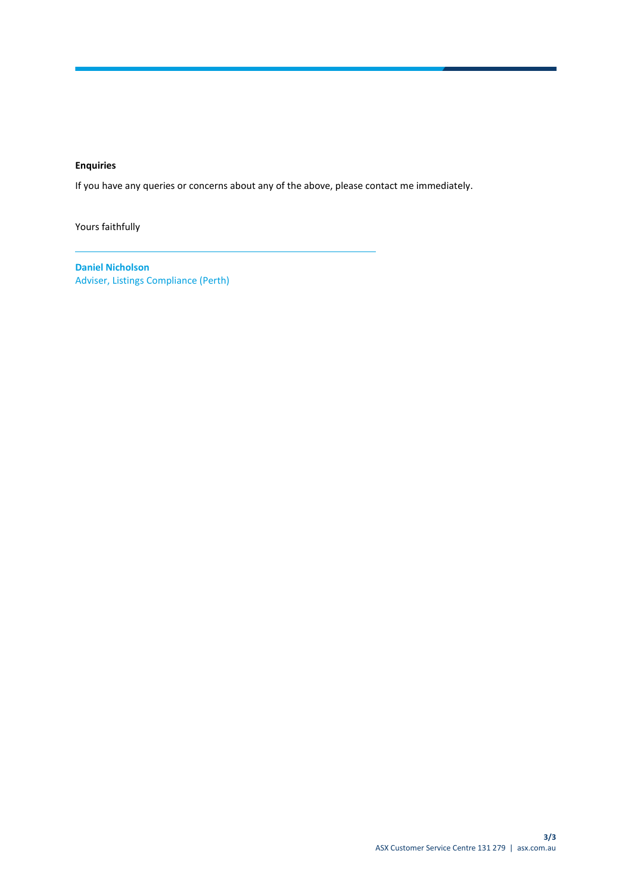**Enquiries**

If you have any queries or concerns about any of the above, please contact me immediately.

Yours faithfully

**Daniel Nicholson**
Adviser, Listings Compliance (Perth)